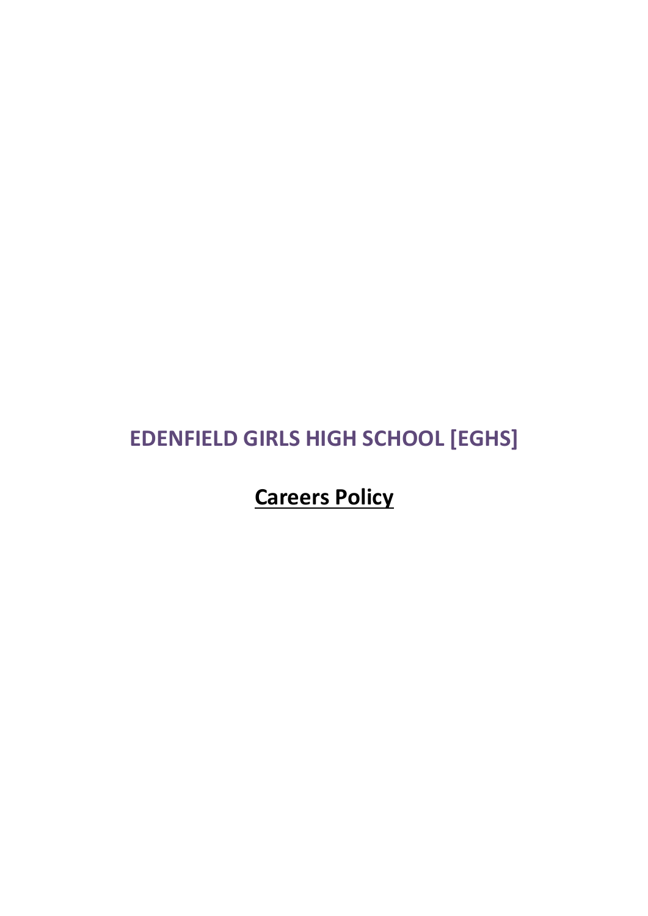# EDENFIELD GIRLS HIGH SCHOOL [EGHS]

## Careers Policy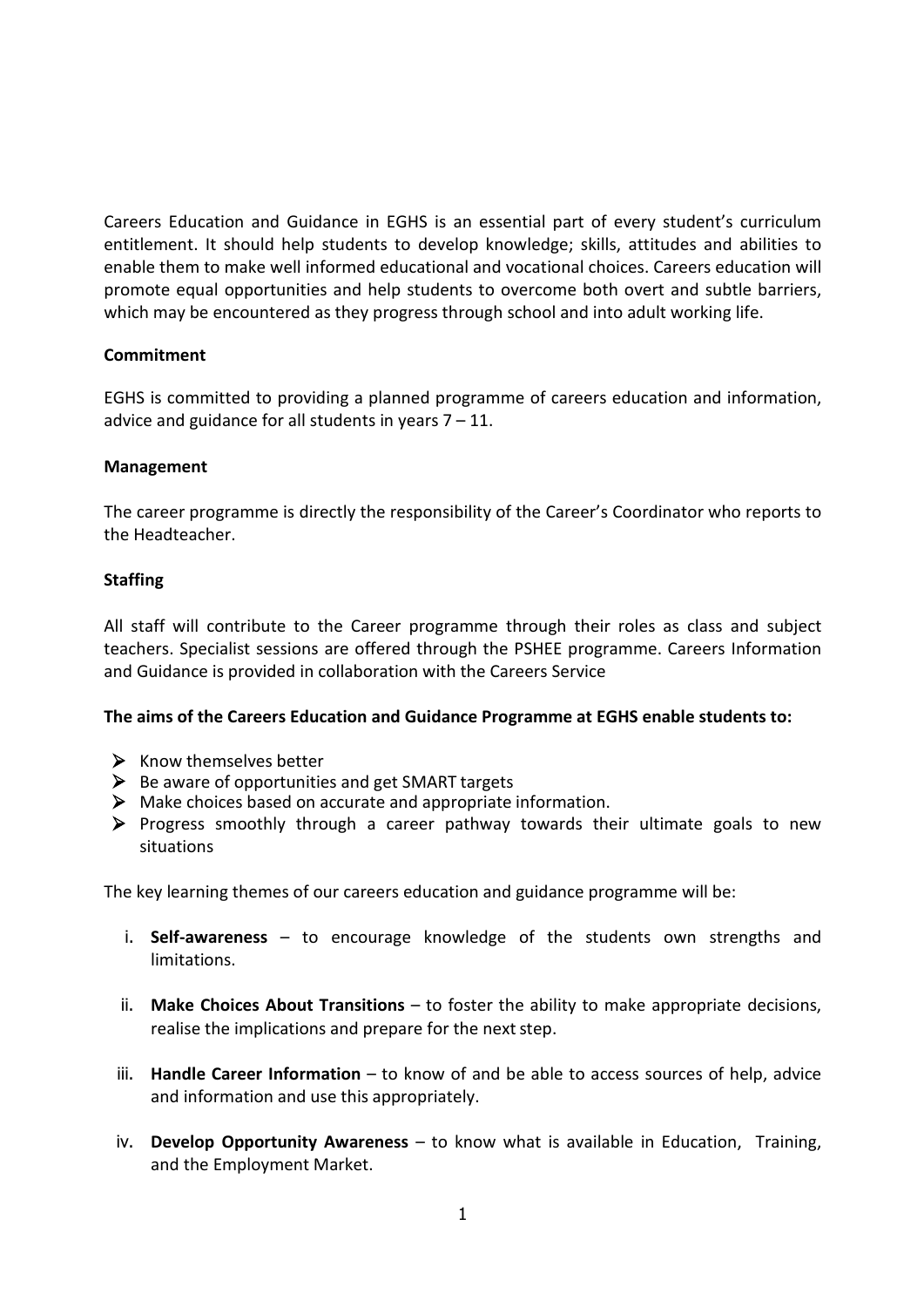Careers Education and Guidance in EGHS is an essential part of every student's curriculum entitlement. It should help students to develop knowledge; skills, attitudes and abilities to enable them to make well informed educational and vocational choices. Careers education will promote equal opportunities and help students to overcome both overt and subtle barriers, which may be encountered as they progress through school and into adult working life.

**Commitment**

EGHS is committed to providing a planned programme of careers education and information, advice and guidance for all students in years 7 – 11.

**Management**

The career programme is directly the responsibility of the Career's Coordinator who reports to the Headteacher.

**Staffing**

All staff will contribute to the Career programme through their roles as class and subject teachers. Specialist sessions are offered through the PSHEE programme. Careers Information and Guidance is provided in collaboration with the Careers Service

**The aims of the Careers Education and Guidance Programme at EGHS enable students to:**

- Know themselves better
- Be aware of opportunities and get SMART targets
- Make choices based on accurate and appropriate information.
- Progress smoothly through a career pathway towards their ultimate goals to new situations

The key learning themes of our careers education and guidance programme will be:

i. **Self-awareness** – to encourage knowledge of the students own strengths and limitations.

ii. **Make Choices About Transitions** – to foster the ability to make appropriate decisions, realise the implications and prepare for the next step.

iii. **Handle Career Information** – to know of and be able to access sources of help, advice and information and use this appropriately.

iv. **Develop Opportunity Awareness** – to know what is available in Education, Training, and the Employment Market.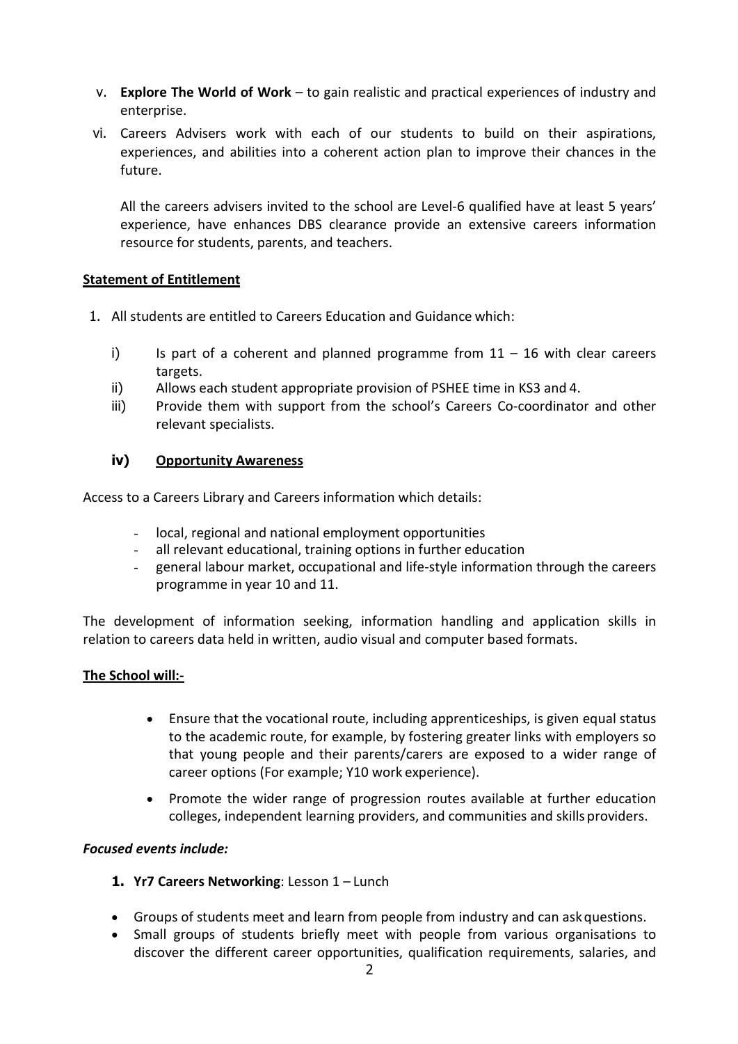v. **Explore The World of Work** – to gain realistic and practical experiences of industry and enterprise.

vi. Careers Advisers work with each of our students to build on their aspirations, experiences, and abilities into a coherent action plan to improve their chances in the future.

All the careers advisers invited to the school are Level-6 qualified have at least 5 years' experience, have enhances DBS clearance provide an extensive careers information resource for students, parents, and teachers.

**<u>Statement of Entitlement</u>**

1. All students are entitled to Careers Education and Guidance which:

   i) Is part of a coherent and planned programme from 11 – 16 with clear careers targets.

   ii) Allows each student appropriate provision of PSHEE time in KS3 and 4.

   iii) Provide them with support from the school's Careers Co-coordinator and other relevant specialists.

   **iv) <u>Opportunity Awareness</u>**

Access to a Careers Library and Careers information which details:

- local, regional and national employment opportunities
- all relevant educational, training options in further education
- general labour market, occupational and life-style information through the careers programme in year 10 and 11.

The development of information seeking, information handling and application skills in relation to careers data held in written, audio visual and computer based formats.

**<u>The School will:-</u>**

- Ensure that the vocational route, including apprenticeships, is given equal status to the academic route, for example, by fostering greater links with employers so that young people and their parents/carers are exposed to a wider range of career options (For example; Y10 work experience).
- Promote the wider range of progression routes available at further education colleges, independent learning providers, and communities and skills providers.

***Focused events include:***

1. **Yr7 Careers Networking**: Lesson 1 – Lunch

- Groups of students meet and learn from people from industry and can ask questions.
- Small groups of students briefly meet with people from various organisations to discover the different career opportunities, qualification requirements, salaries, and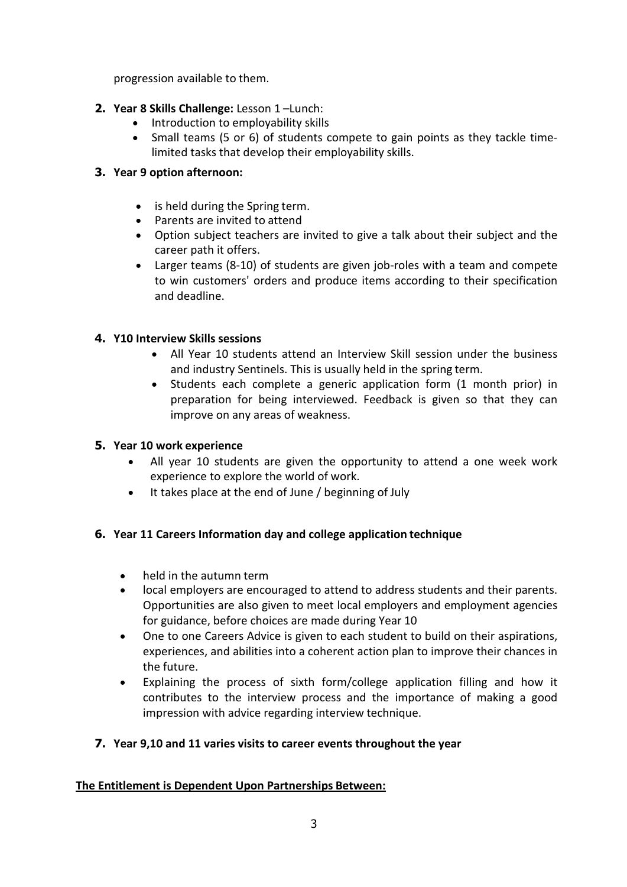progression available to them.

2. **Year 8 Skills Challenge:** Lesson 1 –Lunch:
    - Introduction to employability skills
    - Small teams (5 or 6) of students compete to gain points as they tackle time-limited tasks that develop their employability skills.

3. **Year 9 option afternoon:**
    - is held during the Spring term.
    - Parents are invited to attend
    - Option subject teachers are invited to give a talk about their subject and the career path it offers.
    - Larger teams (8-10) of students are given job-roles with a team and compete to win customers' orders and produce items according to their specification and deadline.

4. **Y10 Interview Skills sessions**
    - All Year 10 students attend an Interview Skill session under the business and industry Sentinels. This is usually held in the spring term.
    - Students each complete a generic application form (1 month prior) in preparation for being interviewed. Feedback is given so that they can improve on any areas of weakness.

5. **Year 10 work experience**
    - All year 10 students are given the opportunity to attend a one week work experience to explore the world of work.
    - It takes place at the end of June / beginning of July

6. **Year 11 Careers Information day and college application technique**
    - held in the autumn term
    - local employers are encouraged to attend to address students and their parents. Opportunities are also given to meet local employers and employment agencies for guidance, before choices are made during Year 10
    - One to one Careers Advice is given to each student to build on their aspirations, experiences, and abilities into a coherent action plan to improve their chances in the future.
    - Explaining the process of sixth form/college application filling and how it contributes to the interview process and the importance of making a good impression with advice regarding interview technique.

7. **Year 9,10 and 11 varies visits to career events throughout the year**

**The Entitlement is Dependent Upon Partnerships Between:**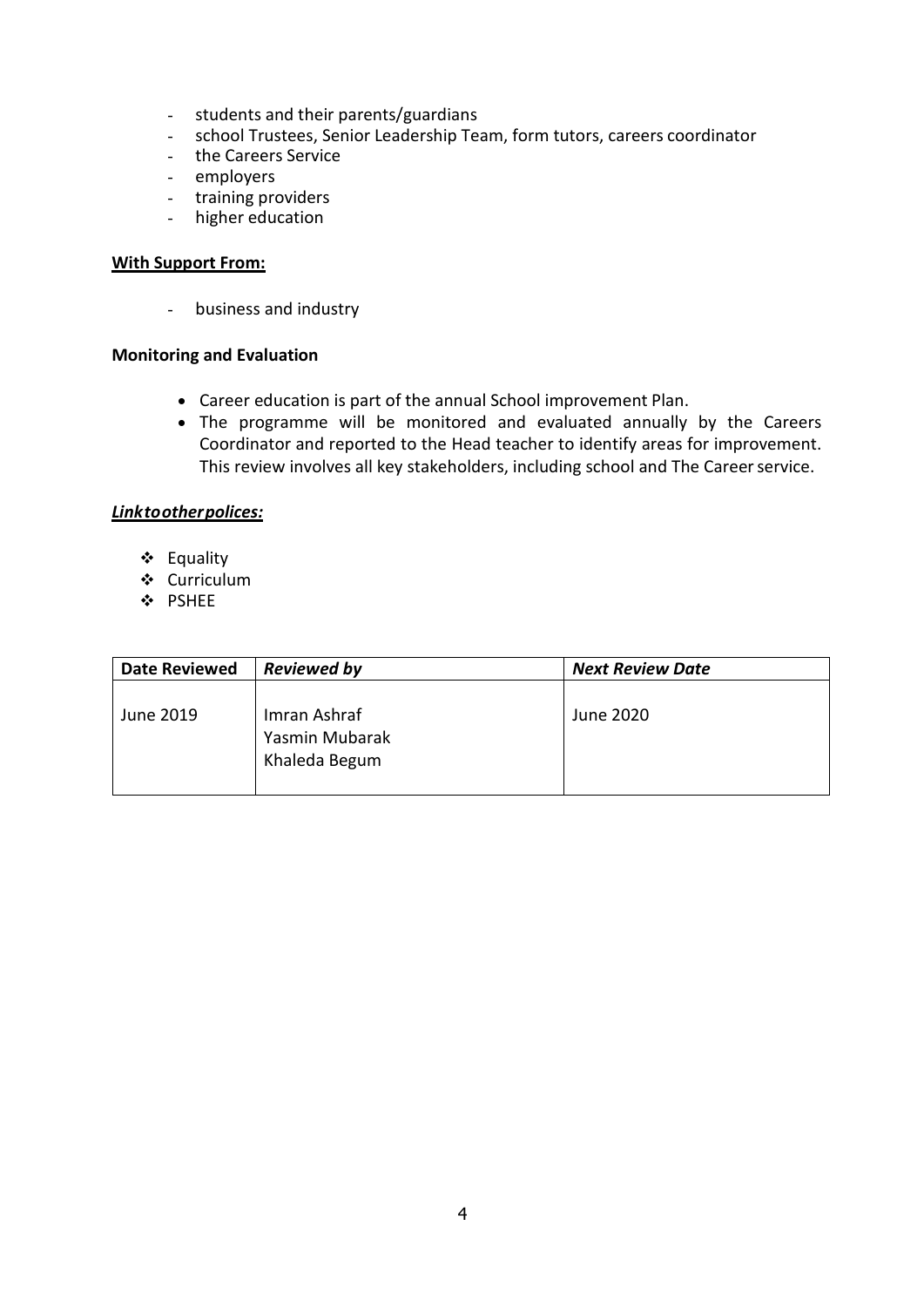- students and their parents/guardians
- school Trustees, Senior Leadership Team, form tutors, careers coordinator
- the Careers Service
- employers
- training providers
- higher education

**With Support From:**

- business and industry

**Monitoring and Evaluation**

- Career education is part of the annual School improvement Plan.
- The programme will be monitored and evaluated annually by the Careers Coordinator and reported to the Head teacher to identify areas for improvement. This review involves all key stakeholders, including school and The Career service.

***Linktootherpolices:***

- Equality
- Curriculum
- PSHEE

| **Date Reviewed** | ***Reviewed by*** | ***Next Review Date*** |
|---|---|---|
| June 2019 | Imran Ashraf<br>Yasmin Mubarak<br>Khaleda Begum | June 2020 |